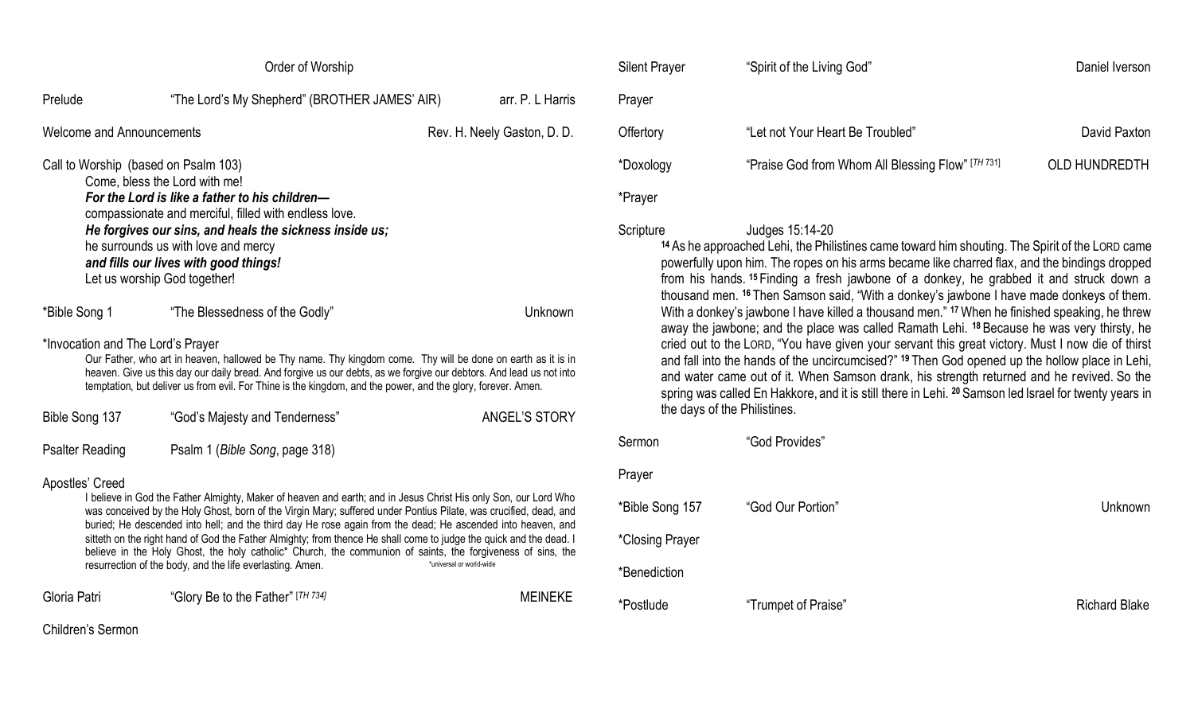# Order of Worship

Prelude — "The Lord's My Shepherd" (BROTHER JAMES' AIR) — arr. P. L Harris

Welcome and Announcements — Rev. H. Neely Gaston, D. D.

Call to Worship (based on Psalm 103)

Come, bless the Lord with me!
***For the Lord is like a father to his children—***
compassionate and merciful, filled with endless love.
***He forgives our sins, and heals the sickness inside us;***
he surrounds us with love and mercy
***and fills our lives with good things!***
Let us worship God together!

*Bible Song 1 — "The Blessedness of the Godly" — Unknown

*Invocation and The Lord's Prayer

Our Father, who art in heaven, hallowed be Thy name. Thy kingdom come. Thy will be done on earth as it is in heaven. Give us this day our daily bread. And forgive us our debts, as we forgive our debtors. And lead us not into temptation, but deliver us from evil. For Thine is the kingdom, and the power, and the glory, forever. Amen.

Bible Song 137 — "God's Majesty and Tenderness" — ANGEL'S STORY

Psalter Reading — Psalm 1 (*Bible Song*, page 318)

Apostles' Creed

I believe in God the Father Almighty, Maker of heaven and earth; and in Jesus Christ His only Son, our Lord Who was conceived by the Holy Ghost, born of the Virgin Mary; suffered under Pontius Pilate, was crucified, dead, and buried; He descended into hell; and the third day He rose again from the dead; He ascended into heaven, and sitteth on the right hand of God the Father Almighty; from thence He shall come to judge the quick and the dead. I believe in the Holy Ghost, the holy catholic* Church, the communion of saints, the forgiveness of sins, the resurrection of the body, and the life everlasting. Amen.

*universal or world-wide

Gloria Patri — "Glory Be to the Father" [*TH 734*] — MEINEKE

Children's Sermon

Silent Prayer — "Spirit of the Living God" — Daniel Iverson

Prayer

Offertory — "Let not Your Heart Be Troubled" — David Paxton

*Doxology — "Praise God from Whom All Blessing Flow" [*TH 731*] — OLD HUNDREDTH

*Prayer

Scripture — Judges 15:14-20

[14] As he approached Lehi, the Philistines came toward him shouting. The Spirit of the LORD came powerfully upon him. The ropes on his arms became like charred flax, and the bindings dropped from his hands. [15] Finding a fresh jawbone of a donkey, he grabbed it and struck down a thousand men. [16] Then Samson said, "With a donkey's jawbone I have made donkeys of them. With a donkey's jawbone I have killed a thousand men." [17] When he finished speaking, he threw away the jawbone; and the place was called Ramath Lehi. [18] Because he was very thirsty, he cried out to the LORD, "You have given your servant this great victory. Must I now die of thirst and fall into the hands of the uncircumcised?" [19] Then God opened up the hollow place in Lehi, and water came out of it. When Samson drank, his strength returned and he revived. So the spring was called En Hakkore, and it is still there in Lehi. [20] Samson led Israel for twenty years in the days of the Philistines.

Sermon — "God Provides"

Prayer

*Bible Song 157 — "God Our Portion" — Unknown

*Closing Prayer

*Benediction

*Postlude — "Trumpet of Praise" — Richard Blake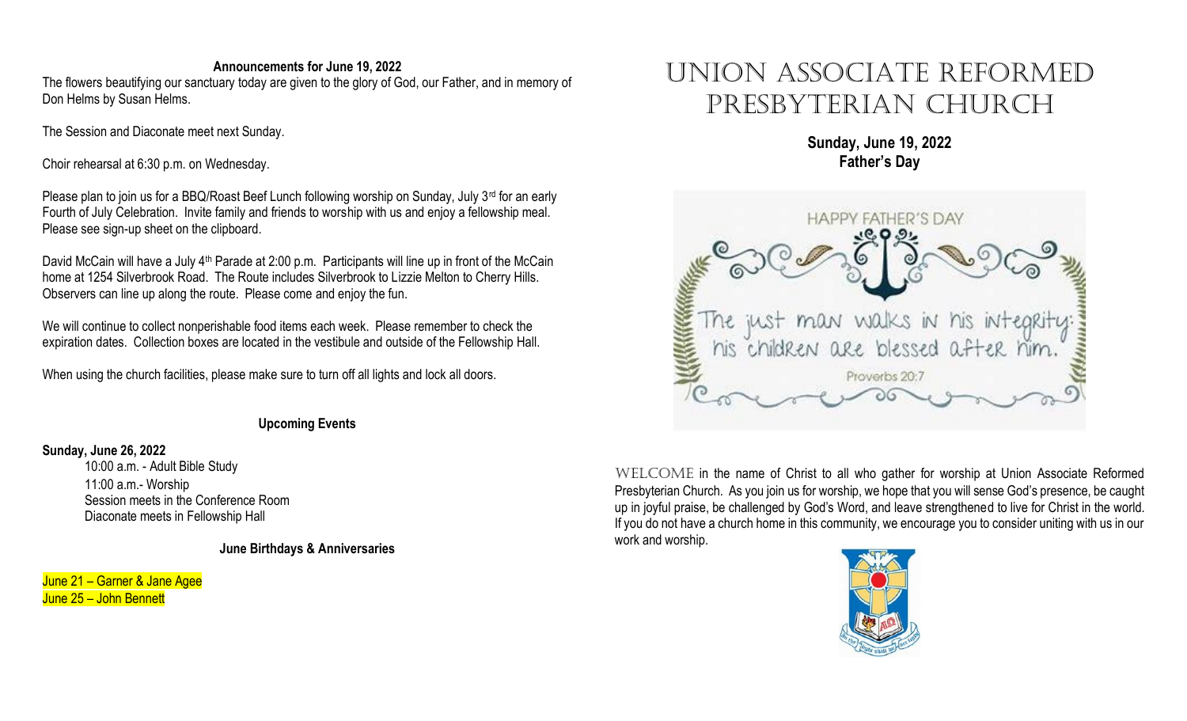**Announcements for June 19, 2022**

The flowers beautifying our sanctuary today are given to the glory of God, our Father, and in memory of Don Helms by Susan Helms.

The Session and Diaconate meet next Sunday.

Choir rehearsal at 6:30 p.m. on Wednesday.

Please plan to join us for a BBQ/Roast Beef Lunch following worship on Sunday, July 3rd for an early Fourth of July Celebration. Invite family and friends to worship with us and enjoy a fellowship meal. Please see sign-up sheet on the clipboard.

David McCain will have a July 4th Parade at 2:00 p.m. Participants will line up in front of the McCain home at 1254 Silverbrook Road. The Route includes Silverbrook to Lizzie Melton to Cherry Hills. Observers can line up along the route. Please come and enjoy the fun.

We will continue to collect nonperishable food items each week. Please remember to check the expiration dates. Collection boxes are located in the vestibule and outside of the Fellowship Hall.

When using the church facilities, please make sure to turn off all lights and lock all doors.

**Upcoming Events**

**Sunday, June 26, 2022**

10:00 a.m. - Adult Bible Study
11:00 a.m.- Worship
Session meets in the Conference Room
Diaconate meets in Fellowship Hall

**June Birthdays & Anniversaries**

June 21 – Garner & Jane Agee
June 25 – John Bennett

# UNION ASSOCIATE REFORMED PRESBYTERIAN CHURCH

**Sunday, June 19, 2022**
**Father's Day**

HAPPY FATHER'S DAY

The just man walks in his integrity: his children are blessed after him.

Proverbs 20:7

WELCOME in the name of Christ to all who gather for worship at Union Associate Reformed Presbyterian Church. As you join us for worship, we hope that you will sense God's presence, be caught up in joyful praise, be challenged by God's Word, and leave strengthened to live for Christ in the world. If you do not have a church home in this community, we encourage you to consider uniting with us in our work and worship.